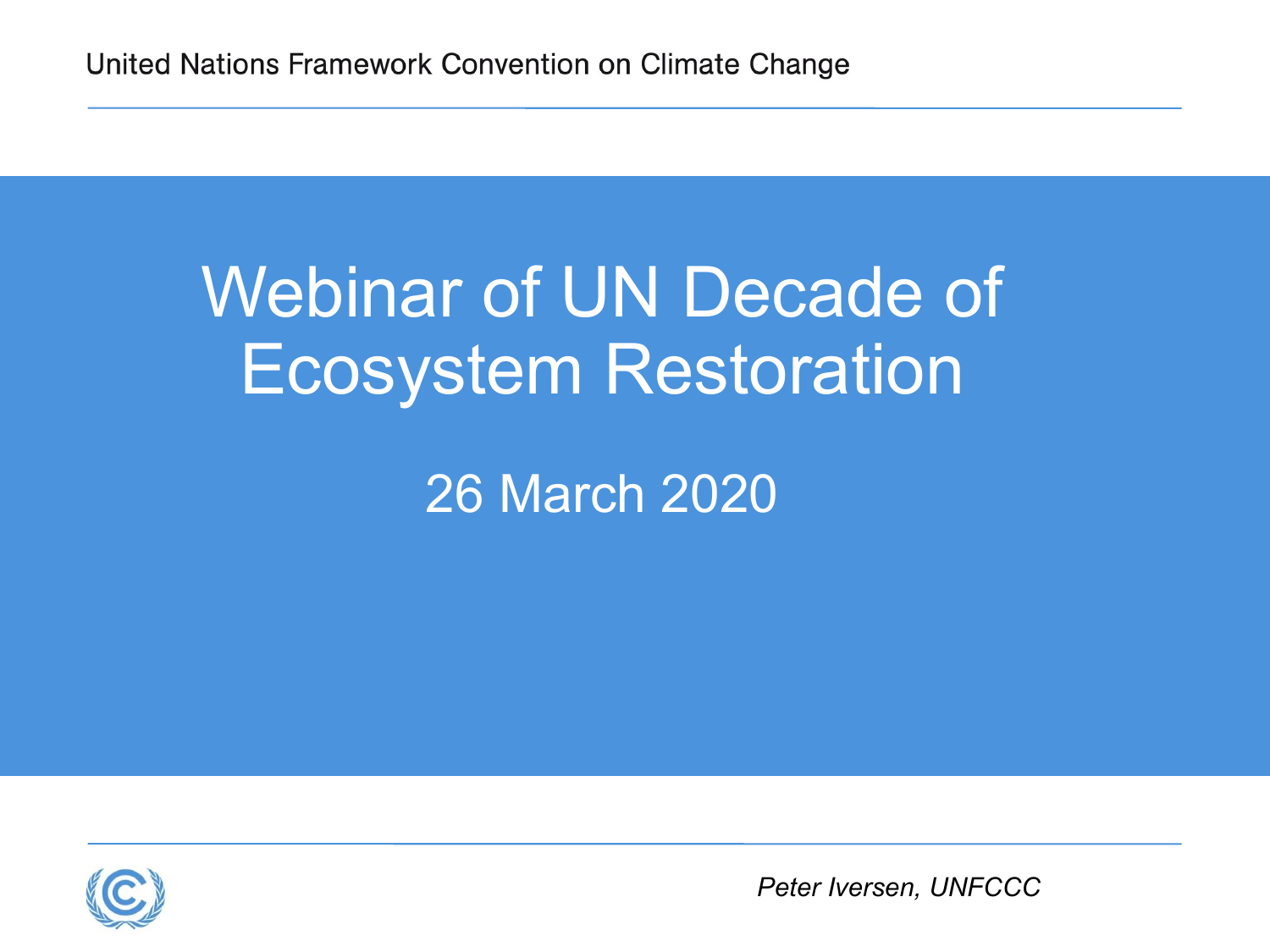United Nations Framework Convention on Climate Change

# Webinar of UN Decade of Ecosystem Restoration

26 March 2020

*Peter Iversen, UNFCCC*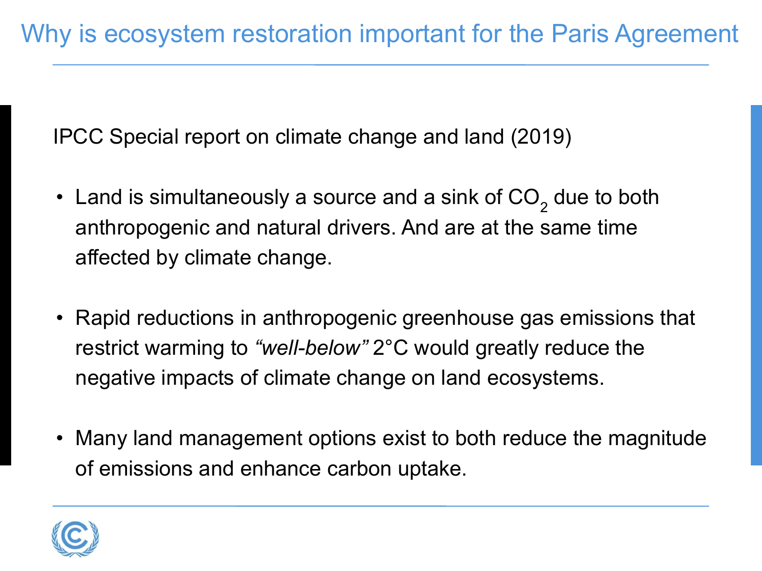# Why is ecosystem restoration important for the Paris Agreement

IPCC Special report on climate change and land (2019)

- Land is simultaneously a source and a sink of $CO_2$ due to both anthropogenic and natural drivers. And are at the same time affected by climate change.
- Rapid reductions in anthropogenic greenhouse gas emissions that restrict warming to *"well-below"* 2°C would greatly reduce the negative impacts of climate change on land ecosystems.
- Many land management options exist to both reduce the magnitude of emissions and enhance carbon uptake.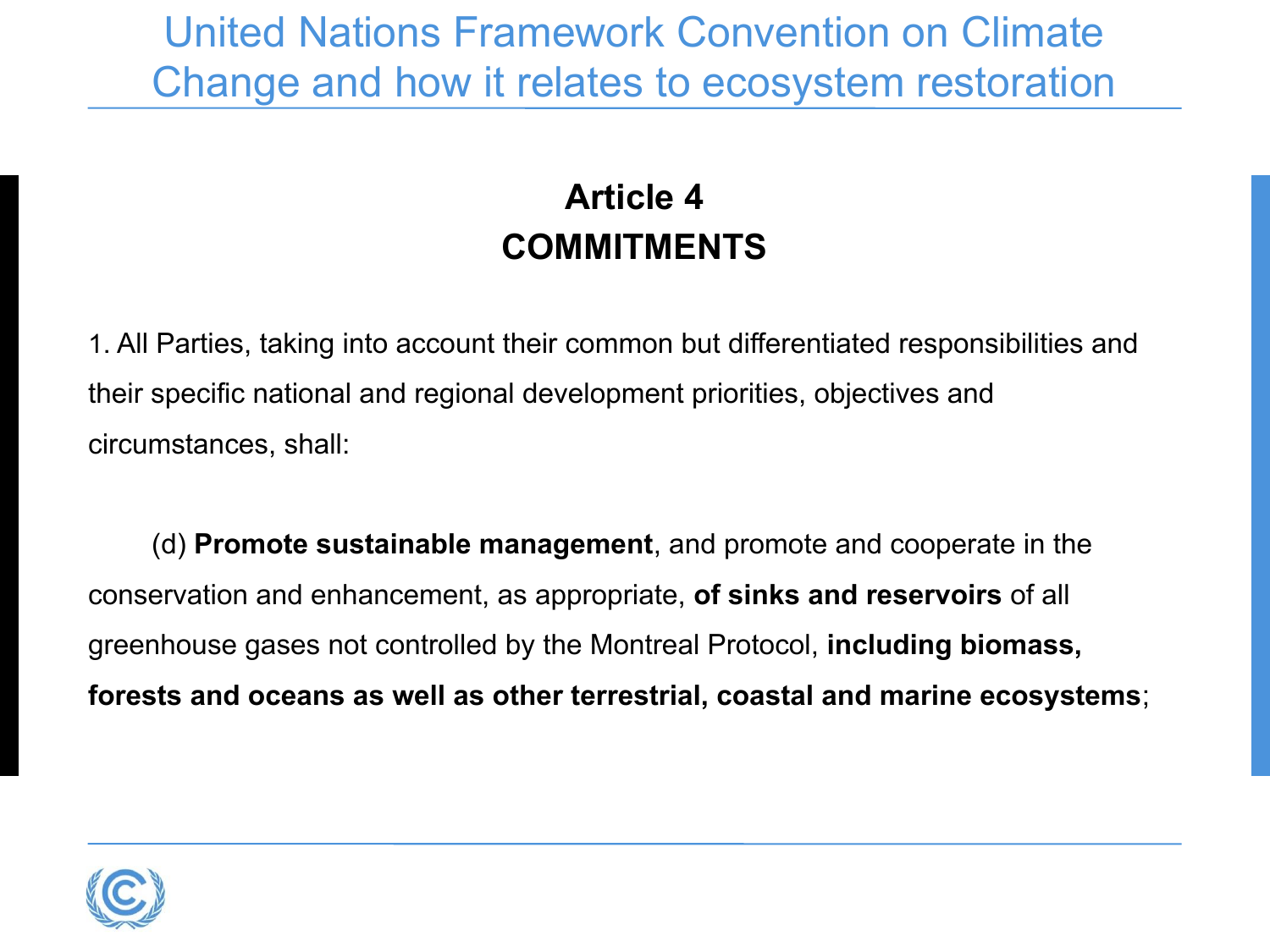# United Nations Framework Convention on Climate Change and how it relates to ecosystem restoration

## Article 4
## COMMITMENTS

1. All Parties, taking into account their common but differentiated responsibilities and their specific national and regional development priorities, objectives and circumstances, shall:

   (d) **Promote sustainable management**, and promote and cooperate in the conservation and enhancement, as appropriate, **of sinks and reservoirs** of all greenhouse gases not controlled by the Montreal Protocol, **including biomass, forests and oceans as well as other terrestrial, coastal and marine ecosystems**;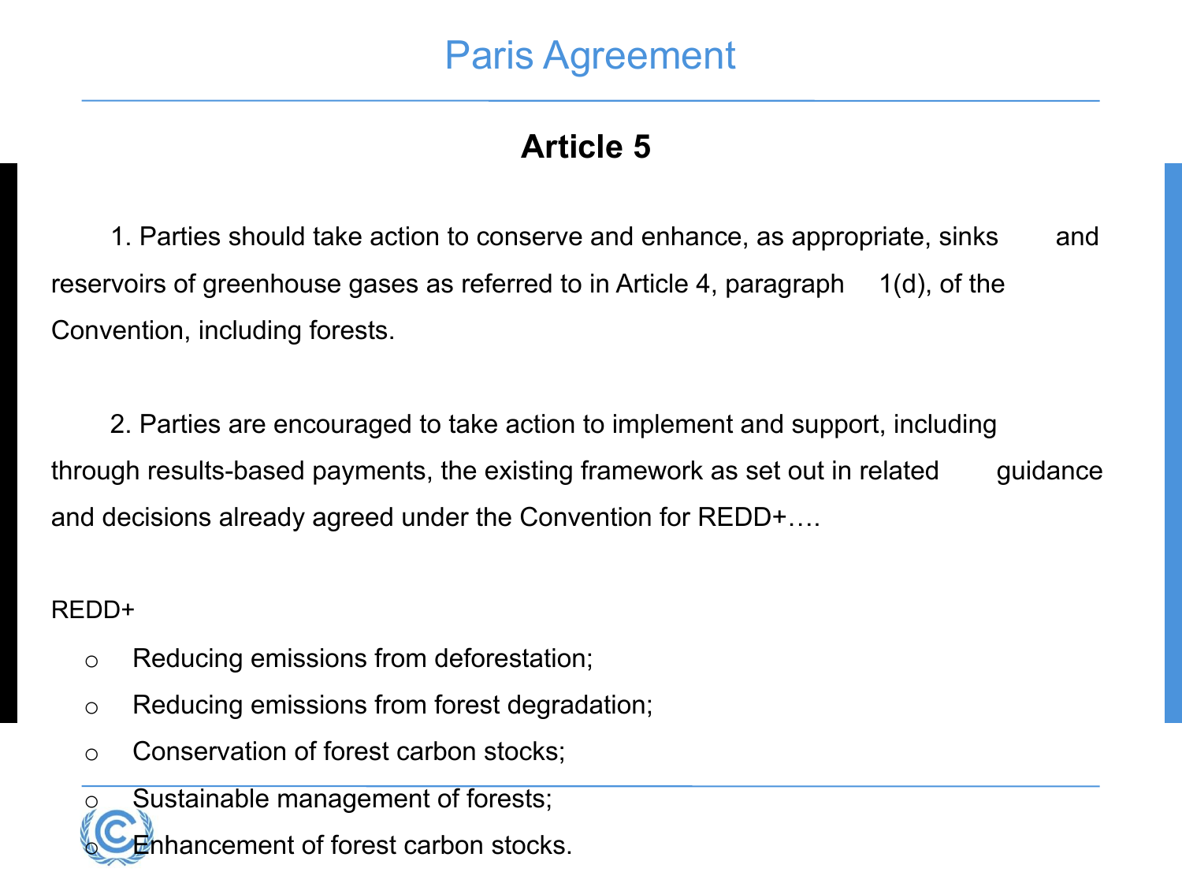# Paris Agreement

## Article 5

1. Parties should take action to conserve and enhance, as appropriate, sinks and reservoirs of greenhouse gases as referred to in Article 4, paragraph 1(d), of the Convention, including forests.

2. Parties are encouraged to take action to implement and support, including through results-based payments, the existing framework as set out in related guidance and decisions already agreed under the Convention for REDD+….

REDD+

- Reducing emissions from deforestation;
- Reducing emissions from forest degradation;
- Conservation of forest carbon stocks;
- Sustainable management of forests;
- Enhancement of forest carbon stocks.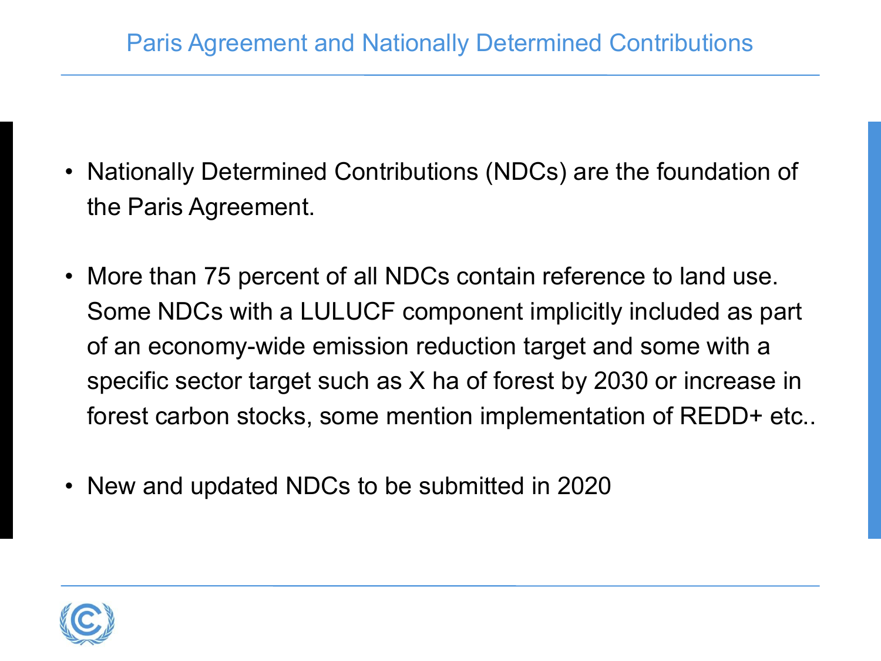# Paris Agreement and Nationally Determined Contributions

- Nationally Determined Contributions (NDCs) are the foundation of the Paris Agreement.

- More than 75 percent of all NDCs contain reference to land use. Some NDCs with a LULUCF component implicitly included as part of an economy-wide emission reduction target and some with a specific sector target such as X ha of forest by 2030 or increase in forest carbon stocks, some mention implementation of REDD+ etc..

- New and updated NDCs to be submitted in 2020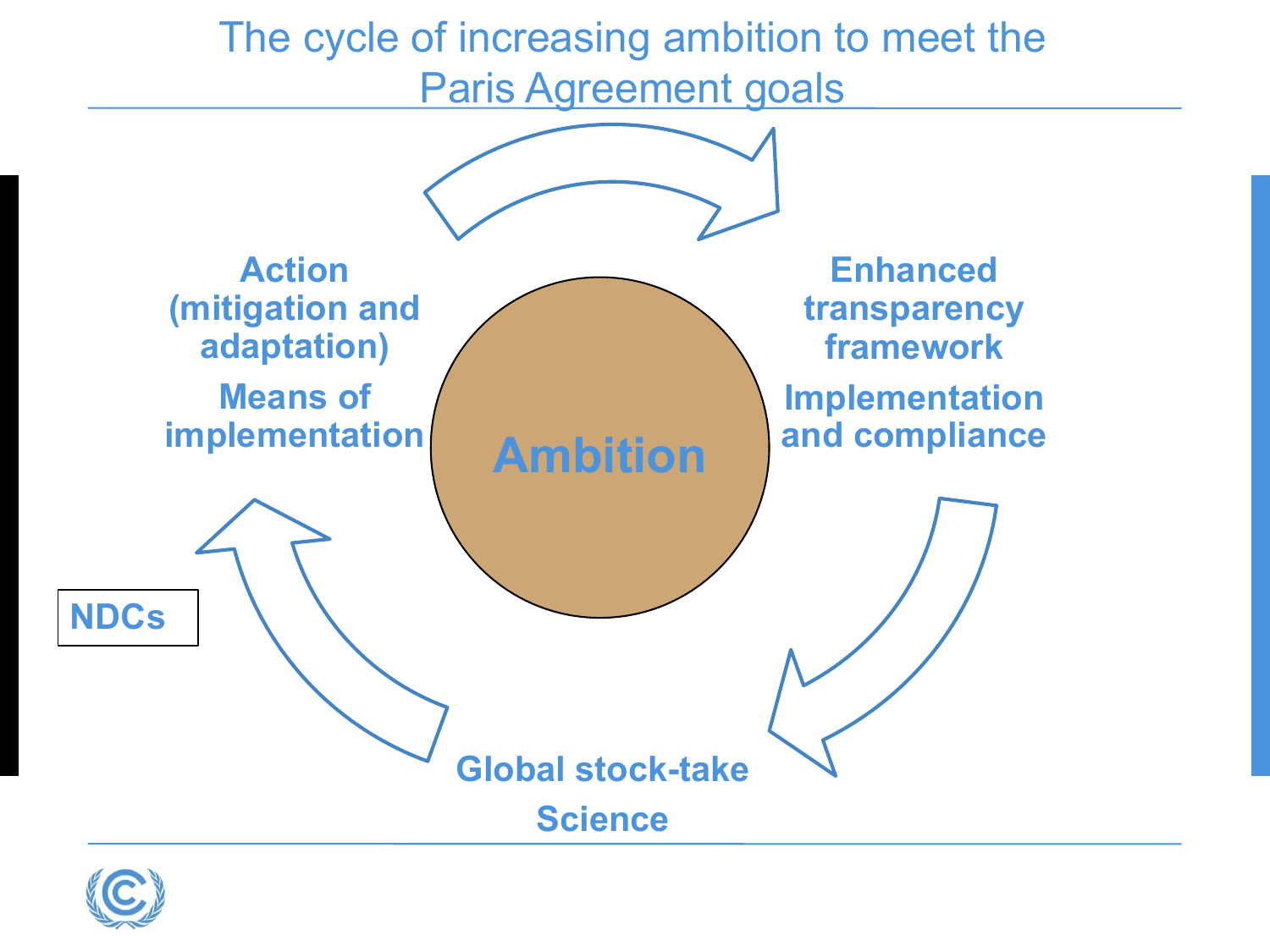# The cycle of increasing ambition to meet the Paris Agreement goals

**Action (mitigation and adaptation)**

**Means of implementation**

**Enhanced transparency framework**

**Implementation and compliance**

**Ambition**

**Global stock-take**

**Science**

**NDCs**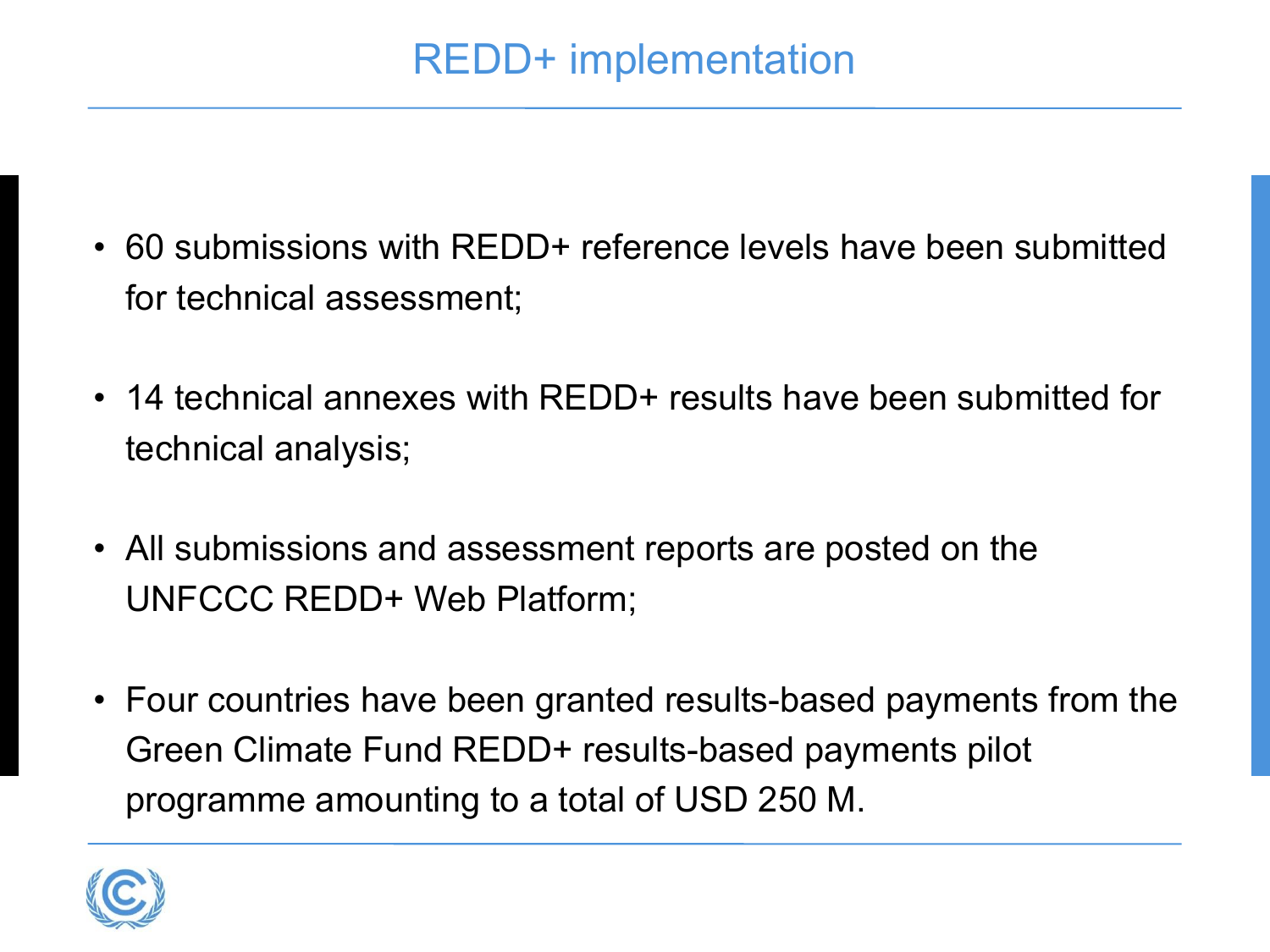# REDD+ implementation

- 60 submissions with REDD+ reference levels have been submitted for technical assessment;
- 14 technical annexes with REDD+ results have been submitted for technical analysis;
- All submissions and assessment reports are posted on the UNFCCC REDD+ Web Platform;
- Four countries have been granted results-based payments from the Green Climate Fund REDD+ results-based payments pilot programme amounting to a total of USD 250 M.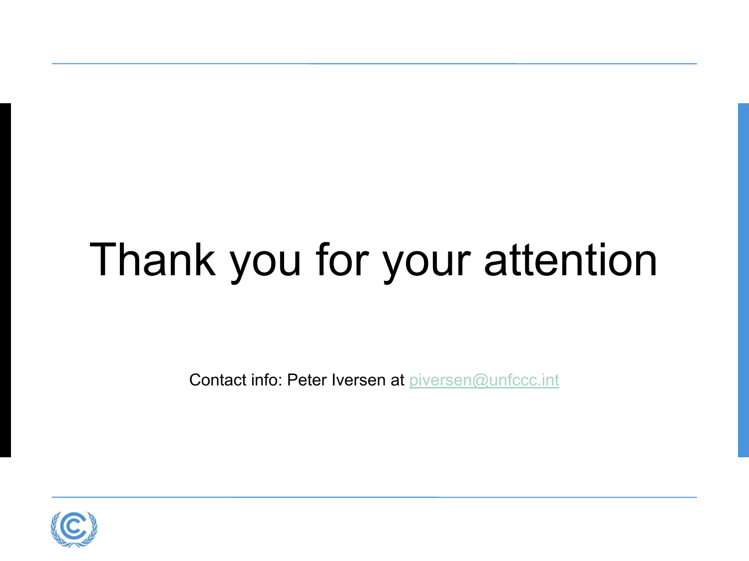# Thank you for your attention

Contact info: Peter Iversen at piversen@unfccc.int